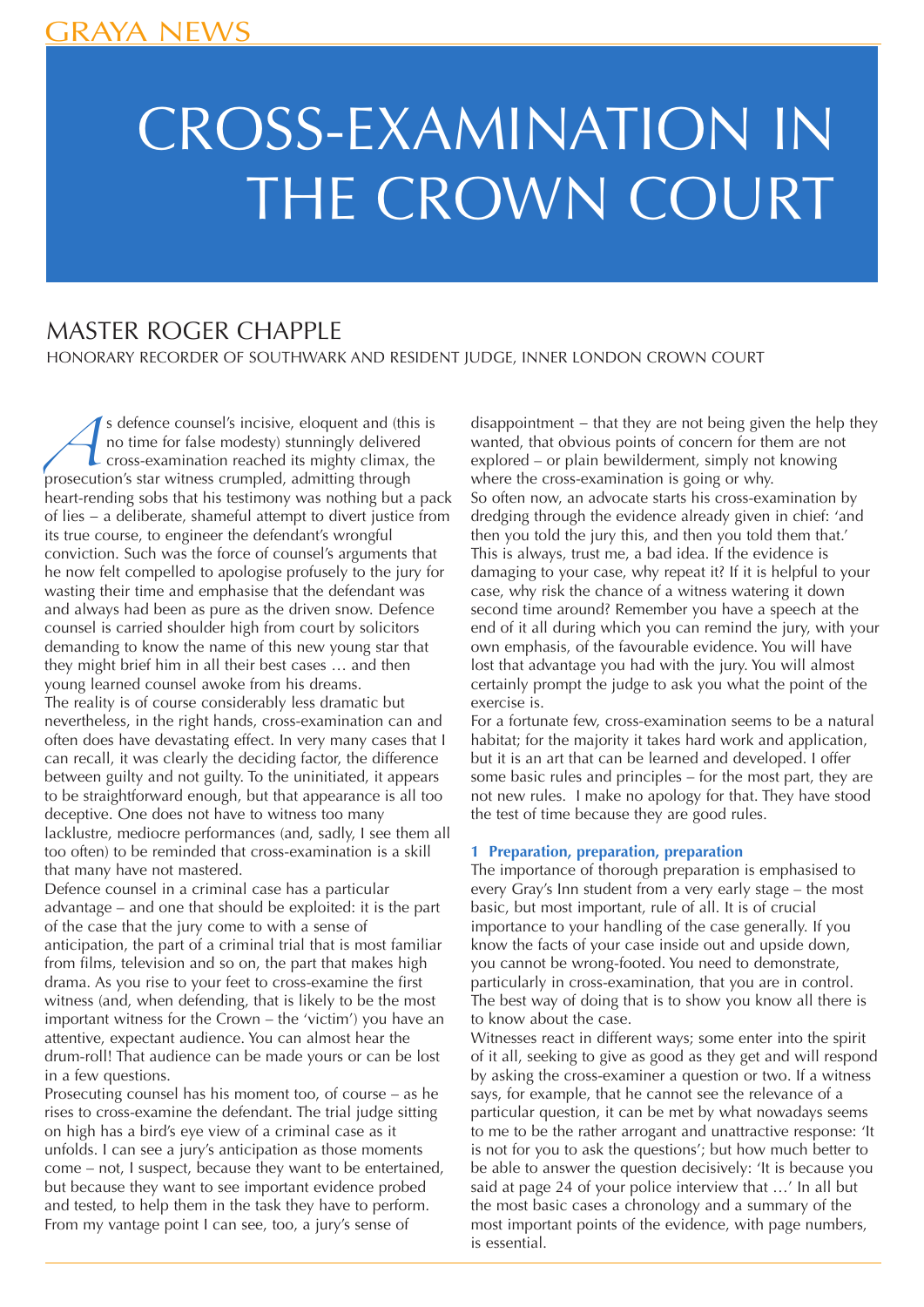# CROSS-EXAMINATION IN THE CROWN COURT

## MASTER ROGER CHAPPLE

HONORARY RECORDER OF SOUTHWARK AND RESIDENT JUDGE, INNER LONDON CROWN COURT

As defence counsel's incisive, eloquent and (this is no time for false modesty) stunningly delivered cross-examination reached its mighty climax, the prosecution's star witness crumpled, admitting through heart-rending sobs that his testimony was nothing but a pack of lies – a deliberate, shameful attempt to divert justice from its true course, to engineer the defendant's wrongful conviction. Such was the force of counsel's arguments that he now felt compelled to apologise profusely to the jury for wasting their time and emphasise that the defendant was and always had been as pure as the driven snow. Defence counsel is carried shoulder high from court by solicitors demanding to know the name of this new young star that they might brief him in all their best cases … and then young learned counsel awoke from his dreams.

The reality is of course considerably less dramatic but nevertheless, in the right hands, cross-examination can and often does have devastating effect. In very many cases that I can recall, it was clearly the deciding factor, the difference between guilty and not guilty. To the uninitiated, it appears to be straightforward enough, but that appearance is all too deceptive. One does not have to witness too many lacklustre, mediocre performances (and, sadly, I see them all too often) to be reminded that cross-examination is a skill that many have not mastered.

Defence counsel in a criminal case has a particular advantage – and one that should be exploited: it is the part of the case that the jury come to with a sense of anticipation, the part of a criminal trial that is most familiar from films, television and so on, the part that makes high drama. As you rise to your feet to cross-examine the first witness (and, when defending, that is likely to be the most important witness for the Crown – the 'victim') you have an attentive, expectant audience. You can almost hear the drum-roll! That audience can be made yours or can be lost in a few questions.

Prosecuting counsel has his moment too, of course – as he rises to cross-examine the defendant. The trial judge sitting on high has a bird's eye view of a criminal case as it unfolds. I can see a jury's anticipation as those moments come – not, I suspect, because they want to be entertained, but because they want to see important evidence probed and tested, to help them in the task they have to perform. From my vantage point I can see, too, a jury's sense of disappointment – that they are not being given the help they wanted, that obvious points of concern for them are not explored – or plain bewilderment, simply not knowing where the cross-examination is going or why.

So often now, an advocate starts his cross-examination by dredging through the evidence already given in chief: 'and then you told the jury this, and then you told them that.' This is always, trust me, a bad idea. If the evidence is damaging to your case, why repeat it? If it is helpful to your case, why risk the chance of a witness watering it down second time around? Remember you have a speech at the end of it all during which you can remind the jury, with your own emphasis, of the favourable evidence. You will have lost that advantage you had with the jury. You will almost certainly prompt the judge to ask you what the point of the exercise is.

For a fortunate few, cross-examination seems to be a natural habitat; for the majority it takes hard work and application, but it is an art that can be learned and developed. I offer some basic rules and principles – for the most part, they are not new rules. I make no apology for that. They have stood the test of time because they are good rules.

### 1 Preparation, preparation, preparation

The importance of thorough preparation is emphasised to every Gray's Inn student from a very early stage – the most basic, but most important, rule of all. It is of crucial importance to your handling of the case generally. If you know the facts of your case inside out and upside down, you cannot be wrong-footed. You need to demonstrate, particularly in cross-examination, that you are in control. The best way of doing that is to show you know all there is to know about the case.

Witnesses react in different ways; some enter into the spirit of it all, seeking to give as good as they get and will respond by asking the cross-examiner a question or two. If a witness says, for example, that he cannot see the relevance of a particular question, it can be met by what nowadays seems to me to be the rather arrogant and unattractive response: 'It is not for you to ask the questions'; but how much better to be able to answer the question decisively: 'It is because you said at page 24 of your police interview that …' In all but the most basic cases a chronology and a summary of the most important points of the evidence, with page numbers, is essential.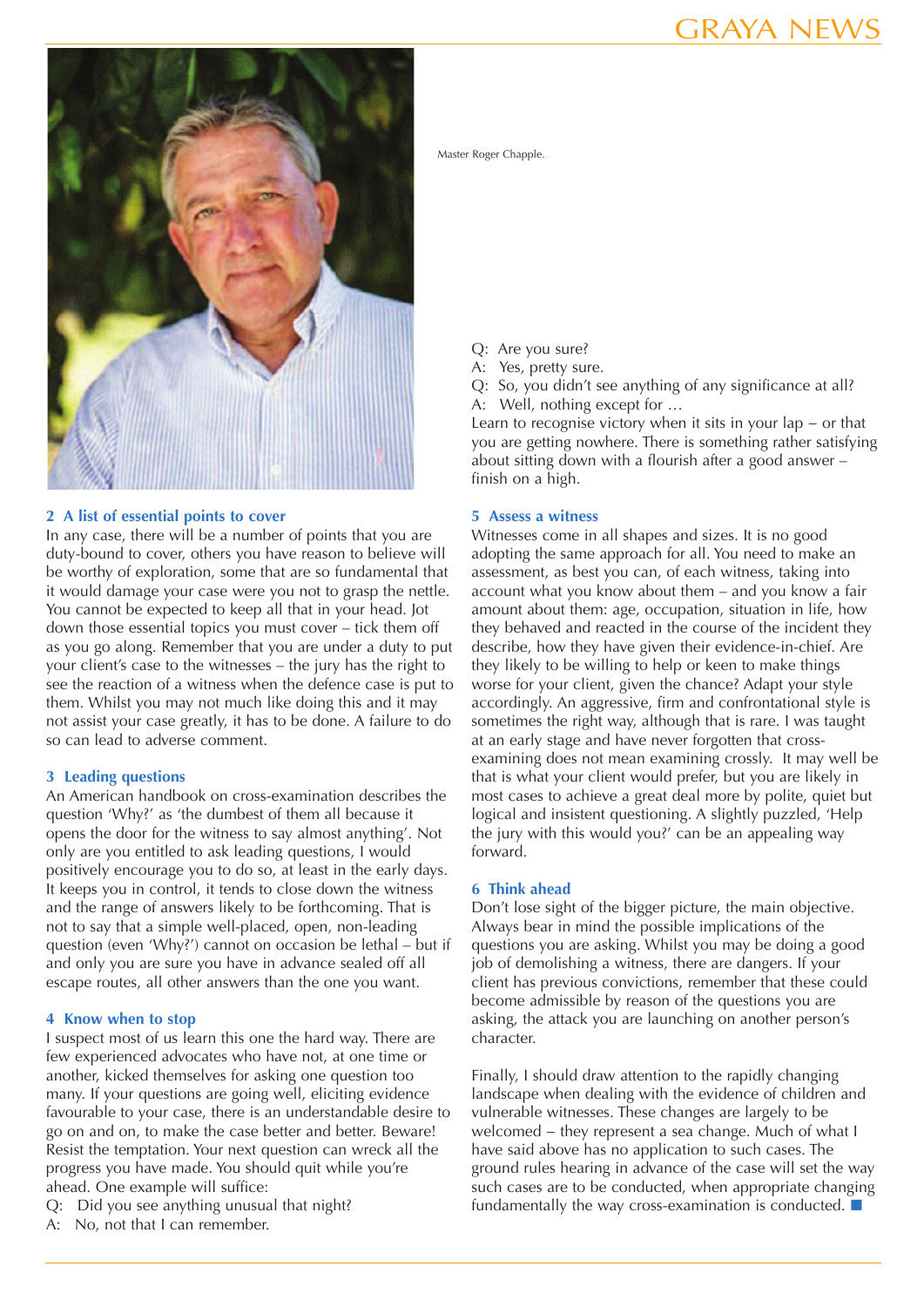Master Roger Chapple.

## 2 A list of essential points to cover

In any case, there will be a number of points that you are duty-bound to cover, others you have reason to believe will be worthy of exploration, some that are so fundamental that it would damage your case were you not to grasp the nettle. You cannot be expected to keep all that in your head. Jot down those essential topics you must cover – tick them off as you go along. Remember that you are under a duty to put your client's case to the witnesses – the jury has the right to see the reaction of a witness when the defence case is put to them. Whilst you may not much like doing this and it may not assist your case greatly, it has to be done. A failure to do so can lead to adverse comment.

## 3 Leading questions

An American handbook on cross-examination describes the question 'Why?' as 'the dumbest of them all because it opens the door for the witness to say almost anything'. Not only are you entitled to ask leading questions, I would positively encourage you to do so, at least in the early days. It keeps you in control, it tends to close down the witness and the range of answers likely to be forthcoming. That is not to say that a simple well-placed, open, non-leading question (even 'Why?') cannot on occasion be lethal – but if and only you are sure you have in advance sealed off all escape routes, all other answers than the one you want.

## 4 Know when to stop

I suspect most of us learn this one the hard way. There are few experienced advocates who have not, at one time or another, kicked themselves for asking one question too many. If your questions are going well, eliciting evidence favourable to your case, there is an understandable desire to go on and on, to make the case better and better. Beware! Resist the temptation. Your next question can wreck all the progress you have made. You should quit while you're ahead. One example will suffice:

Q: Did you see anything unusual that night?
A: No, not that I can remember.
Q: Are you sure?
A: Yes, pretty sure.
Q: So, you didn't see anything of any significance at all?
A: Well, nothing except for …

Learn to recognise victory when it sits in your lap – or that you are getting nowhere. There is something rather satisfying about sitting down with a flourish after a good answer – finish on a high.

## 5 Assess a witness

Witnesses come in all shapes and sizes. It is no good adopting the same approach for all. You need to make an assessment, as best you can, of each witness, taking into account what you know about them – and you know a fair amount about them: age, occupation, situation in life, how they behaved and reacted in the course of the incident they describe, how they have given their evidence-in-chief. Are they likely to be willing to help or keen to make things worse for your client, given the chance? Adapt your style accordingly. An aggressive, firm and confrontational style is sometimes the right way, although that is rare. I was taught at an early stage and have never forgotten that cross-examining does not mean examining crossly. It may well be that is what your client would prefer, but you are likely in most cases to achieve a great deal more by polite, quiet but logical and insistent questioning. A slightly puzzled, 'Help the jury with this would you?' can be an appealing way forward.

## 6 Think ahead

Don't lose sight of the bigger picture, the main objective. Always bear in mind the possible implications of the questions you are asking. Whilst you may be doing a good job of demolishing a witness, there are dangers. If your client has previous convictions, remember that these could become admissible by reason of the questions you are asking, the attack you are launching on another person's character.

Finally, I should draw attention to the rapidly changing landscape when dealing with the evidence of children and vulnerable witnesses. These changes are largely to be welcomed – they represent a sea change. Much of what I have said above has no application to such cases. The ground rules hearing in advance of the case will set the way such cases are to be conducted, when appropriate changing fundamentally the way cross-examination is conducted. ■